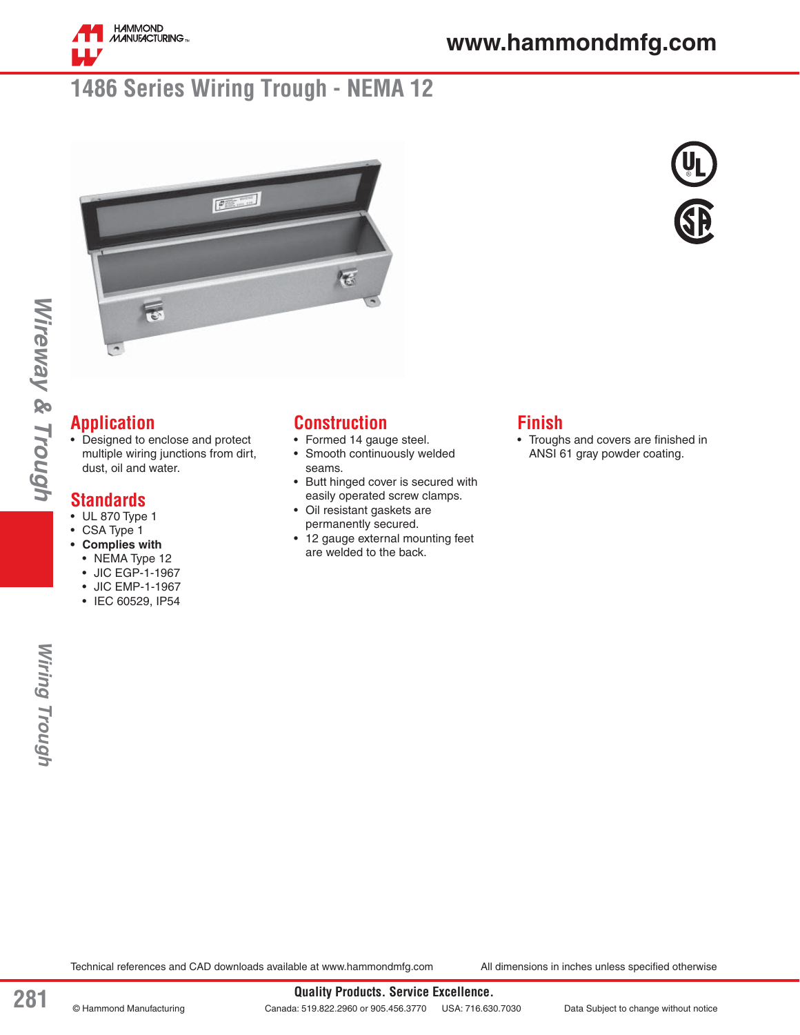# 1486 Series Wiring Trough - NEMA 12

## Application

- Designed to enclose and protect multiple wiring junctions from dirt, dust, oil and water.

## Standards

- UL 870 Type 1
- CSA Type 1
- **Complies with**
  - NEMA Type 12
  - JIC EGP-1-1967
  - JIC EMP-1-1967
  - IEC 60529, IP54

## Construction

- Formed 14 gauge steel.
- Smooth continuously welded seams.
- Butt hinged cover is secured with easily operated screw clamps.
- Oil resistant gaskets are permanently secured.
- 12 gauge external mounting feet are welded to the back.

## Finish

- Troughs and covers are finished in ANSI 61 gray powder coating.

Technical references and CAD downloads available at www.hammondmfg.com

All dimensions in inches unless specified otherwise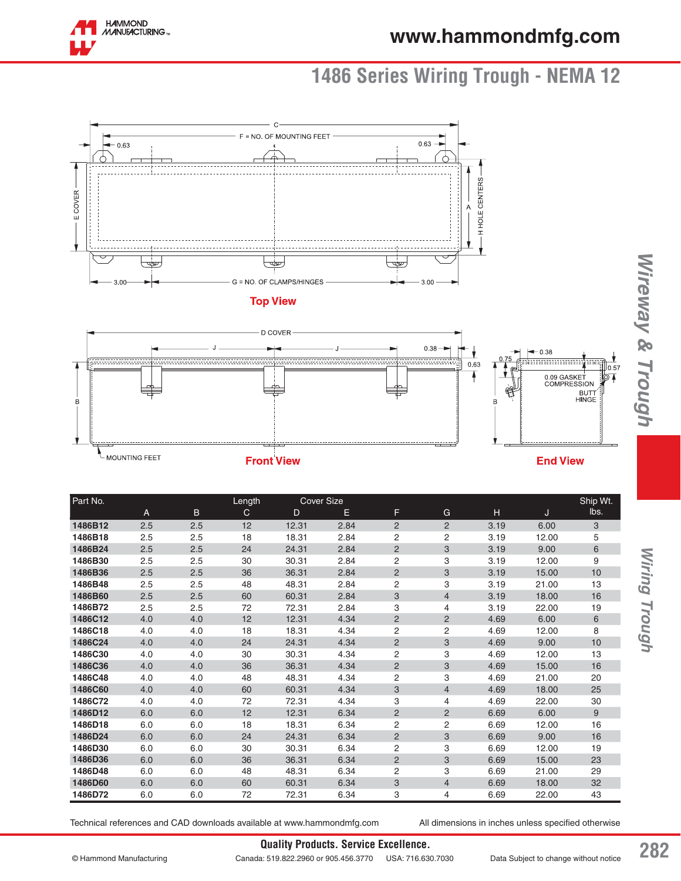# 1486 Series Wiring Trough - NEMA 12

C

F = NO. OF MOUNTING FEET

0.63

0.63

E COVER

A

H HOLE CENTERS

3.00

G = NO. OF CLAMPS/HINGES

3.00

**Top View**

D COVER

J

J

0.38

0.63

B

MOUNTING FEET

**Front View**

0.75

0.38

0.57

0.09 GASKET COMPRESSION

BUTT HINGE

B

**End View**

| Part No. | A | B | Length C | Cover Size D | Cover Size E | F | G | H | J | Ship Wt. lbs. |
|---|---|---|---|---|---|---|---|---|---|---|
| 1486B12 | 2.5 | 2.5 | 12 | 12.31 | 2.84 | 2 | 2 | 3.19 | 6.00 | 3 |
| 1486B18 | 2.5 | 2.5 | 18 | 18.31 | 2.84 | 2 | 2 | 3.19 | 12.00 | 5 |
| 1486B24 | 2.5 | 2.5 | 24 | 24.31 | 2.84 | 2 | 3 | 3.19 | 9.00 | 6 |
| 1486B30 | 2.5 | 2.5 | 30 | 30.31 | 2.84 | 2 | 3 | 3.19 | 12.00 | 9 |
| 1486B36 | 2.5 | 2.5 | 36 | 36.31 | 2.84 | 2 | 3 | 3.19 | 15.00 | 10 |
| 1486B48 | 2.5 | 2.5 | 48 | 48.31 | 2.84 | 2 | 3 | 3.19 | 21.00 | 13 |
| 1486B60 | 2.5 | 2.5 | 60 | 60.31 | 2.84 | 3 | 4 | 3.19 | 18.00 | 16 |
| 1486B72 | 2.5 | 2.5 | 72 | 72.31 | 2.84 | 3 | 4 | 3.19 | 22.00 | 19 |
| 1486C12 | 4.0 | 4.0 | 12 | 12.31 | 4.34 | 2 | 2 | 4.69 | 6.00 | 6 |
| 1486C18 | 4.0 | 4.0 | 18 | 18.31 | 4.34 | 2 | 2 | 4.69 | 12.00 | 8 |
| 1486C24 | 4.0 | 4.0 | 24 | 24.31 | 4.34 | 2 | 3 | 4.69 | 9.00 | 10 |
| 1486C30 | 4.0 | 4.0 | 30 | 30.31 | 4.34 | 2 | 3 | 4.69 | 12.00 | 13 |
| 1486C36 | 4.0 | 4.0 | 36 | 36.31 | 4.34 | 2 | 3 | 4.69 | 15.00 | 16 |
| 1486C48 | 4.0 | 4.0 | 48 | 48.31 | 4.34 | 2 | 3 | 4.69 | 21.00 | 20 |
| 1486C60 | 4.0 | 4.0 | 60 | 60.31 | 4.34 | 3 | 4 | 4.69 | 18.00 | 25 |
| 1486C72 | 4.0 | 4.0 | 72 | 72.31 | 4.34 | 3 | 4 | 4.69 | 22.00 | 30 |
| 1486D12 | 6.0 | 6.0 | 12 | 12.31 | 6.34 | 2 | 2 | 6.69 | 6.00 | 9 |
| 1486D18 | 6.0 | 6.0 | 18 | 18.31 | 6.34 | 2 | 2 | 6.69 | 12.00 | 16 |
| 1486D24 | 6.0 | 6.0 | 24 | 24.31 | 6.34 | 2 | 3 | 6.69 | 9.00 | 16 |
| 1486D30 | 6.0 | 6.0 | 30 | 30.31 | 6.34 | 2 | 3 | 6.69 | 12.00 | 19 |
| 1486D36 | 6.0 | 6.0 | 36 | 36.31 | 6.34 | 2 | 3 | 6.69 | 15.00 | 23 |
| 1486D48 | 6.0 | 6.0 | 48 | 48.31 | 6.34 | 2 | 3 | 6.69 | 21.00 | 29 |
| 1486D60 | 6.0 | 6.0 | 60 | 60.31 | 6.34 | 3 | 4 | 6.69 | 18.00 | 32 |
| 1486D72 | 6.0 | 6.0 | 72 | 72.31 | 6.34 | 3 | 4 | 6.69 | 22.00 | 43 |

Technical references and CAD downloads available at www.hammondmfg.com

All dimensions in inches unless specified otherwise